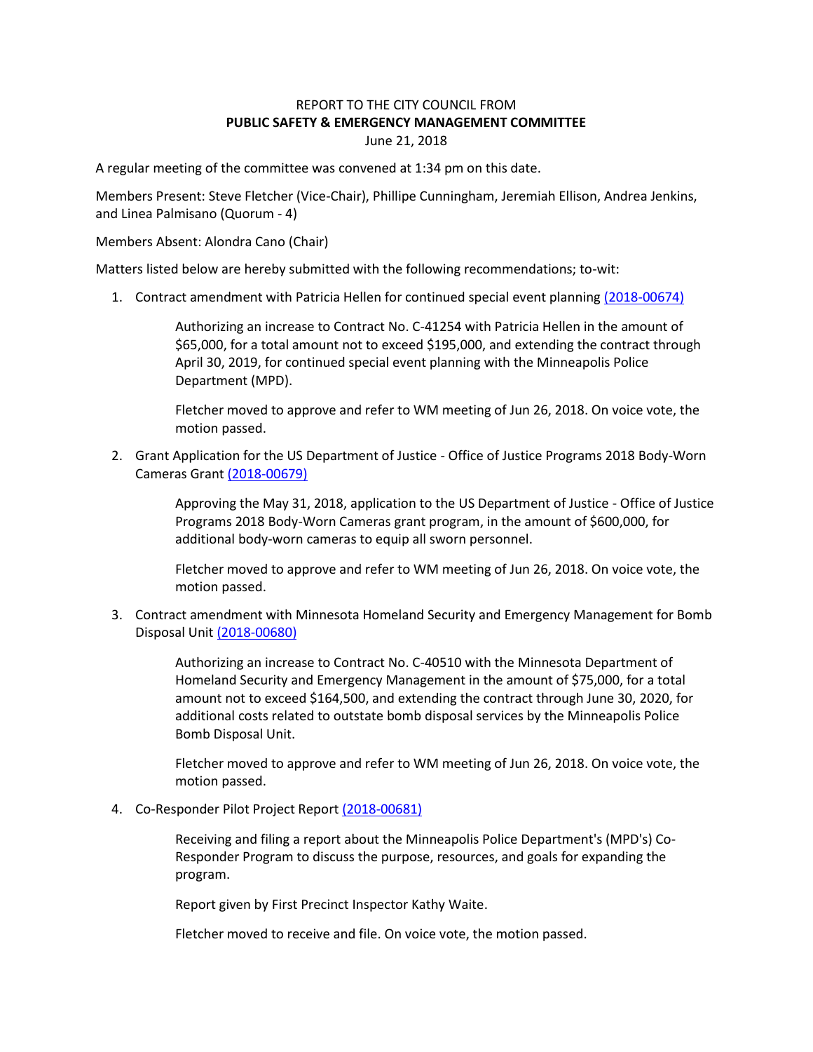REPORT TO THE CITY COUNCIL FROM

**PUBLIC SAFETY & EMERGENCY MANAGEMENT COMMITTEE**

June 21, 2018

A regular meeting of the committee was convened at 1:34 pm on this date.

Members Present: Steve Fletcher (Vice-Chair), Phillipe Cunningham, Jeremiah Ellison, Andrea Jenkins, and Linea Palmisano (Quorum - 4)

Members Absent: Alondra Cano (Chair)

Matters listed below are hereby submitted with the following recommendations; to-wit:

1. Contract amendment with Patricia Hellen for continued special event planning (2018-00674)

   Authorizing an increase to Contract No. C-41254 with Patricia Hellen in the amount of $65,000, for a total amount not to exceed $195,000, and extending the contract through April 30, 2019, for continued special event planning with the Minneapolis Police Department (MPD).

   Fletcher moved to approve and refer to WM meeting of Jun 26, 2018. On voice vote, the motion passed.

2. Grant Application for the US Department of Justice - Office of Justice Programs 2018 Body-Worn Cameras Grant (2018-00679)

   Approving the May 31, 2018, application to the US Department of Justice - Office of Justice Programs 2018 Body-Worn Cameras grant program, in the amount of $600,000, for additional body-worn cameras to equip all sworn personnel.

   Fletcher moved to approve and refer to WM meeting of Jun 26, 2018. On voice vote, the motion passed.

3. Contract amendment with Minnesota Homeland Security and Emergency Management for Bomb Disposal Unit (2018-00680)

   Authorizing an increase to Contract No. C-40510 with the Minnesota Department of Homeland Security and Emergency Management in the amount of $75,000, for a total amount not to exceed $164,500, and extending the contract through June 30, 2020, for additional costs related to outstate bomb disposal services by the Minneapolis Police Bomb Disposal Unit.

   Fletcher moved to approve and refer to WM meeting of Jun 26, 2018. On voice vote, the motion passed.

4. Co-Responder Pilot Project Report (2018-00681)

   Receiving and filing a report about the Minneapolis Police Department's (MPD's) Co-Responder Program to discuss the purpose, resources, and goals for expanding the program.

   Report given by First Precinct Inspector Kathy Waite.

   Fletcher moved to receive and file. On voice vote, the motion passed.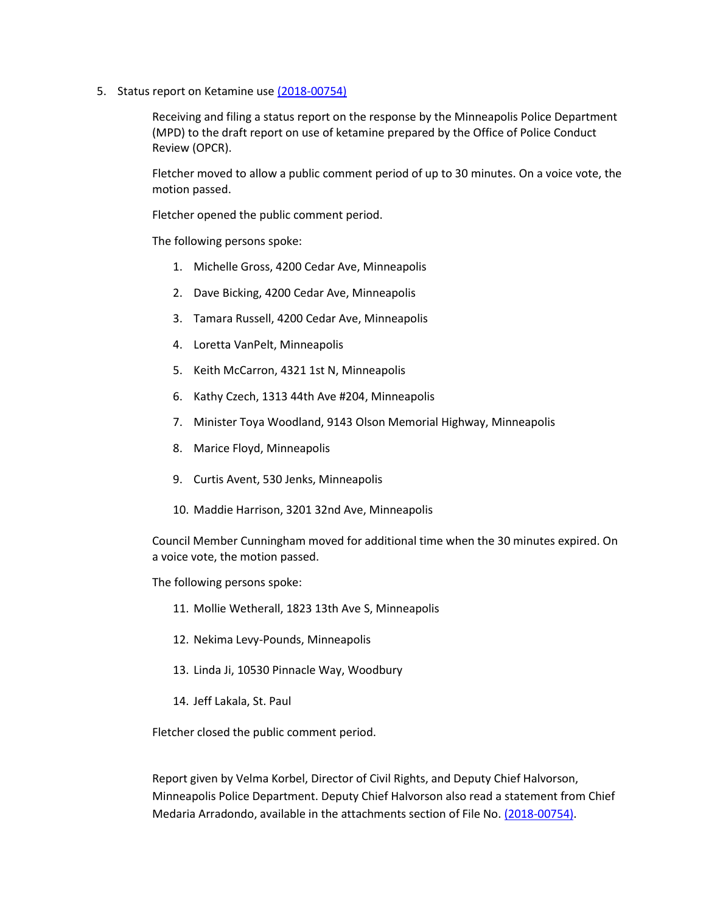5. Status report on Ketamine use (2018-00754)

   Receiving and filing a status report on the response by the Minneapolis Police Department (MPD) to the draft report on use of ketamine prepared by the Office of Police Conduct Review (OPCR).

   Fletcher moved to allow a public comment period of up to 30 minutes. On a voice vote, the motion passed.

   Fletcher opened the public comment period.

   The following persons spoke:

   1. Michelle Gross, 4200 Cedar Ave, Minneapolis
   2. Dave Bicking, 4200 Cedar Ave, Minneapolis
   3. Tamara Russell, 4200 Cedar Ave, Minneapolis
   4. Loretta VanPelt, Minneapolis
   5. Keith McCarron, 4321 1st N, Minneapolis
   6. Kathy Czech, 1313 44th Ave #204, Minneapolis
   7. Minister Toya Woodland, 9143 Olson Memorial Highway, Minneapolis
   8. Marice Floyd, Minneapolis
   9. Curtis Avent, 530 Jenks, Minneapolis
   10. Maddie Harrison, 3201 32nd Ave, Minneapolis

   Council Member Cunningham moved for additional time when the 30 minutes expired. On a voice vote, the motion passed.

   The following persons spoke:

   11. Mollie Wetherall, 1823 13th Ave S, Minneapolis
   12. Nekima Levy-Pounds, Minneapolis
   13. Linda Ji, 10530 Pinnacle Way, Woodbury
   14. Jeff Lakala, St. Paul

   Fletcher closed the public comment period.

   Report given by Velma Korbel, Director of Civil Rights, and Deputy Chief Halvorson, Minneapolis Police Department. Deputy Chief Halvorson also read a statement from Chief Medaria Arradondo, available in the attachments section of File No. (2018-00754).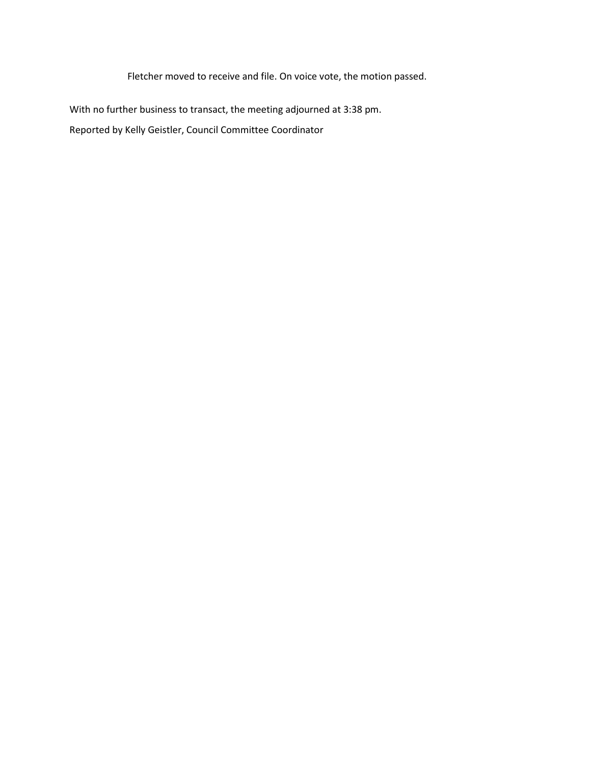Fletcher moved to receive and file. On voice vote, the motion passed.

With no further business to transact, the meeting adjourned at 3:38 pm.

Reported by Kelly Geistler, Council Committee Coordinator